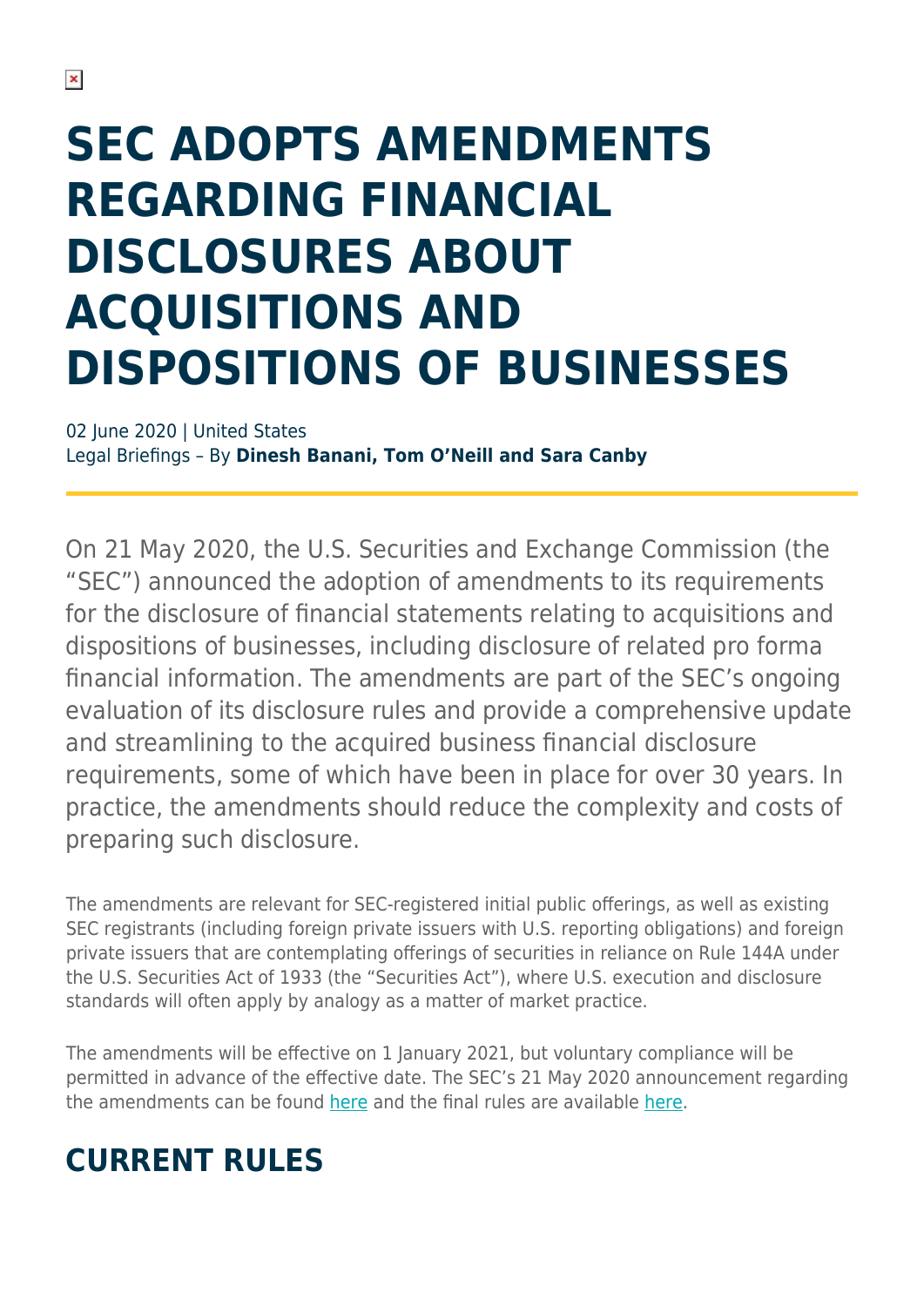# SEC ADOPTS AMENDMENTS REGARDING FINANCIAL DISCLOSURES ABOUT ACQUISITIONS AND DISPOSITIONS OF BUSINESSES

02 June 2020 | United States
Legal Briefings – By **Dinesh Banani, Tom O'Neill and Sara Canby**

On 21 May 2020, the U.S. Securities and Exchange Commission (the "SEC") announced the adoption of amendments to its requirements for the disclosure of financial statements relating to acquisitions and dispositions of businesses, including disclosure of related pro forma financial information. The amendments are part of the SEC's ongoing evaluation of its disclosure rules and provide a comprehensive update and streamlining to the acquired business financial disclosure requirements, some of which have been in place for over 30 years. In practice, the amendments should reduce the complexity and costs of preparing such disclosure.

The amendments are relevant for SEC-registered initial public offerings, as well as existing SEC registrants (including foreign private issuers with U.S. reporting obligations) and foreign private issuers that are contemplating offerings of securities in reliance on Rule 144A under the U.S. Securities Act of 1933 (the "Securities Act"), where U.S. execution and disclosure standards will often apply by analogy as a matter of market practice.

The amendments will be effective on 1 January 2021, but voluntary compliance will be permitted in advance of the effective date. The SEC's 21 May 2020 announcement regarding the amendments can be found here and the final rules are available here.

## CURRENT RULES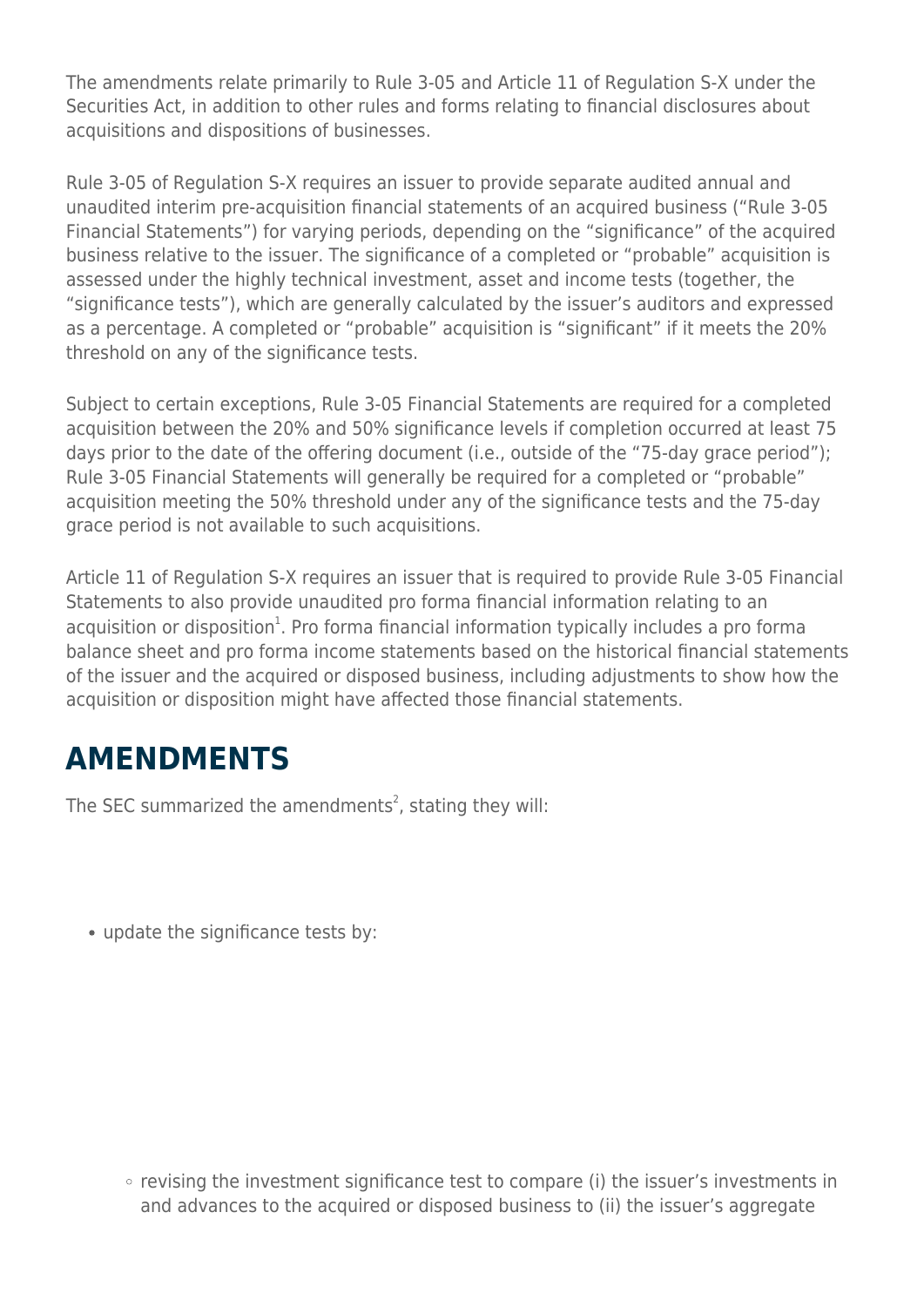The amendments relate primarily to Rule 3-05 and Article 11 of Regulation S-X under the Securities Act, in addition to other rules and forms relating to financial disclosures about acquisitions and dispositions of businesses.

Rule 3-05 of Regulation S-X requires an issuer to provide separate audited annual and unaudited interim pre-acquisition financial statements of an acquired business ("Rule 3-05 Financial Statements") for varying periods, depending on the "significance" of the acquired business relative to the issuer. The significance of a completed or "probable" acquisition is assessed under the highly technical investment, asset and income tests (together, the "significance tests"), which are generally calculated by the issuer's auditors and expressed as a percentage. A completed or "probable" acquisition is "significant" if it meets the 20% threshold on any of the significance tests.

Subject to certain exceptions, Rule 3-05 Financial Statements are required for a completed acquisition between the 20% and 50% significance levels if completion occurred at least 75 days prior to the date of the offering document (i.e., outside of the "75-day grace period"); Rule 3-05 Financial Statements will generally be required for a completed or "probable" acquisition meeting the 50% threshold under any of the significance tests and the 75-day grace period is not available to such acquisitions.

Article 11 of Regulation S-X requires an issuer that is required to provide Rule 3-05 Financial Statements to also provide unaudited pro forma financial information relating to an acquisition or disposition[1]. Pro forma financial information typically includes a pro forma balance sheet and pro forma income statements based on the historical financial statements of the issuer and the acquired or disposed business, including adjustments to show how the acquisition or disposition might have affected those financial statements.

## AMENDMENTS

The SEC summarized the amendments[2], stating they will:

- update the significance tests by:
  - revising the investment significance test to compare (i) the issuer's investments in and advances to the acquired or disposed business to (ii) the issuer's aggregate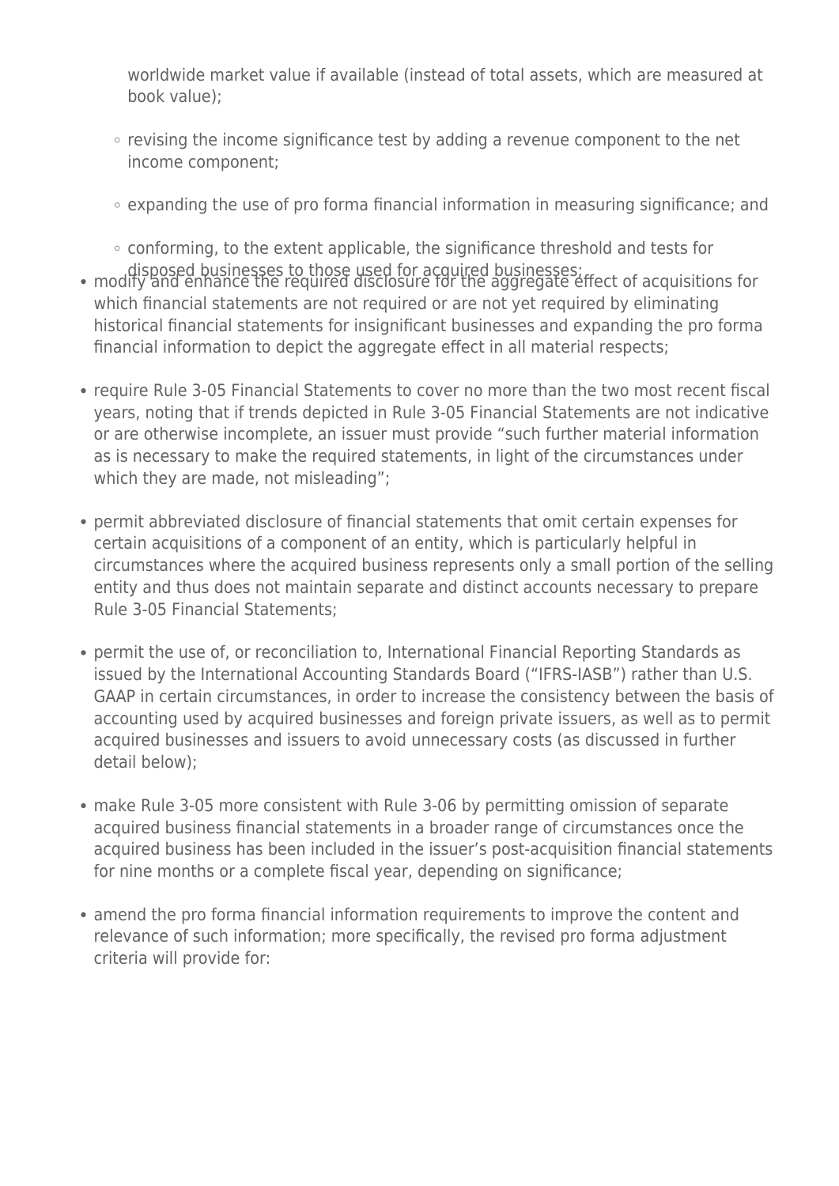worldwide market value if available (instead of total assets, which are measured at book value);
  - revising the income significance test by adding a revenue component to the net income component;
  - expanding the use of pro forma financial information in measuring significance; and
  - conforming, to the extent applicable, the significance threshold and tests for disposed businesses to those used for acquired businesses;
- modify and enhance the required disclosure for the aggregate effect of acquisitions for which financial statements are not required or are not yet required by eliminating historical financial statements for insignificant businesses and expanding the pro forma financial information to depict the aggregate effect in all material respects;
- require Rule 3-05 Financial Statements to cover no more than the two most recent fiscal years, noting that if trends depicted in Rule 3-05 Financial Statements are not indicative or are otherwise incomplete, an issuer must provide "such further material information as is necessary to make the required statements, in light of the circumstances under which they are made, not misleading";
- permit abbreviated disclosure of financial statements that omit certain expenses for certain acquisitions of a component of an entity, which is particularly helpful in circumstances where the acquired business represents only a small portion of the selling entity and thus does not maintain separate and distinct accounts necessary to prepare Rule 3-05 Financial Statements;
- permit the use of, or reconciliation to, International Financial Reporting Standards as issued by the International Accounting Standards Board ("IFRS-IASB") rather than U.S. GAAP in certain circumstances, in order to increase the consistency between the basis of accounting used by acquired businesses and foreign private issuers, as well as to permit acquired businesses and issuers to avoid unnecessary costs (as discussed in further detail below);
- make Rule 3-05 more consistent with Rule 3-06 by permitting omission of separate acquired business financial statements in a broader range of circumstances once the acquired business has been included in the issuer's post-acquisition financial statements for nine months or a complete fiscal year, depending on significance;
- amend the pro forma financial information requirements to improve the content and relevance of such information; more specifically, the revised pro forma adjustment criteria will provide for: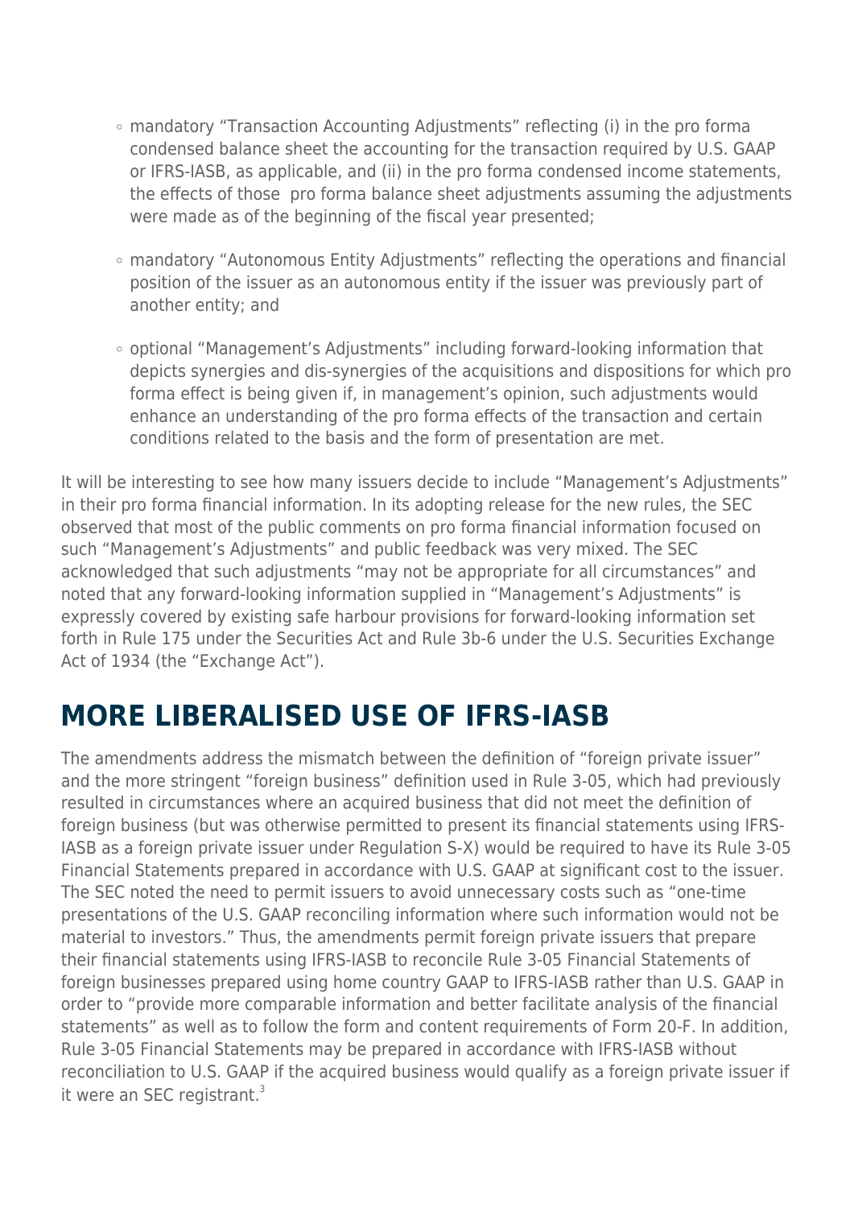- mandatory "Transaction Accounting Adjustments" reflecting (i) in the pro forma condensed balance sheet the accounting for the transaction required by U.S. GAAP or IFRS-IASB, as applicable, and (ii) in the pro forma condensed income statements, the effects of those pro forma balance sheet adjustments assuming the adjustments were made as of the beginning of the fiscal year presented;

- mandatory "Autonomous Entity Adjustments" reflecting the operations and financial position of the issuer as an autonomous entity if the issuer was previously part of another entity; and

- optional "Management's Adjustments" including forward-looking information that depicts synergies and dis-synergies of the acquisitions and dispositions for which pro forma effect is being given if, in management's opinion, such adjustments would enhance an understanding of the pro forma effects of the transaction and certain conditions related to the basis and the form of presentation are met.

It will be interesting to see how many issuers decide to include "Management's Adjustments" in their pro forma financial information. In its adopting release for the new rules, the SEC observed that most of the public comments on pro forma financial information focused on such "Management's Adjustments" and public feedback was very mixed. The SEC acknowledged that such adjustments "may not be appropriate for all circumstances" and noted that any forward-looking information supplied in "Management's Adjustments" is expressly covered by existing safe harbour provisions for forward-looking information set forth in Rule 175 under the Securities Act and Rule 3b-6 under the U.S. Securities Exchange Act of 1934 (the "Exchange Act").

## MORE LIBERALISED USE OF IFRS-IASB

The amendments address the mismatch between the definition of "foreign private issuer" and the more stringent "foreign business" definition used in Rule 3-05, which had previously resulted in circumstances where an acquired business that did not meet the definition of foreign business (but was otherwise permitted to present its financial statements using IFRS-IASB as a foreign private issuer under Regulation S-X) would be required to have its Rule 3-05 Financial Statements prepared in accordance with U.S. GAAP at significant cost to the issuer. The SEC noted the need to permit issuers to avoid unnecessary costs such as "one-time presentations of the U.S. GAAP reconciling information where such information would not be material to investors." Thus, the amendments permit foreign private issuers that prepare their financial statements using IFRS-IASB to reconcile Rule 3-05 Financial Statements of foreign businesses prepared using home country GAAP to IFRS-IASB rather than U.S. GAAP in order to "provide more comparable information and better facilitate analysis of the financial statements" as well as to follow the form and content requirements of Form 20-F. In addition, Rule 3-05 Financial Statements may be prepared in accordance with IFRS-IASB without reconciliation to U.S. GAAP if the acquired business would qualify as a foreign private issuer if it were an SEC registrant.[3]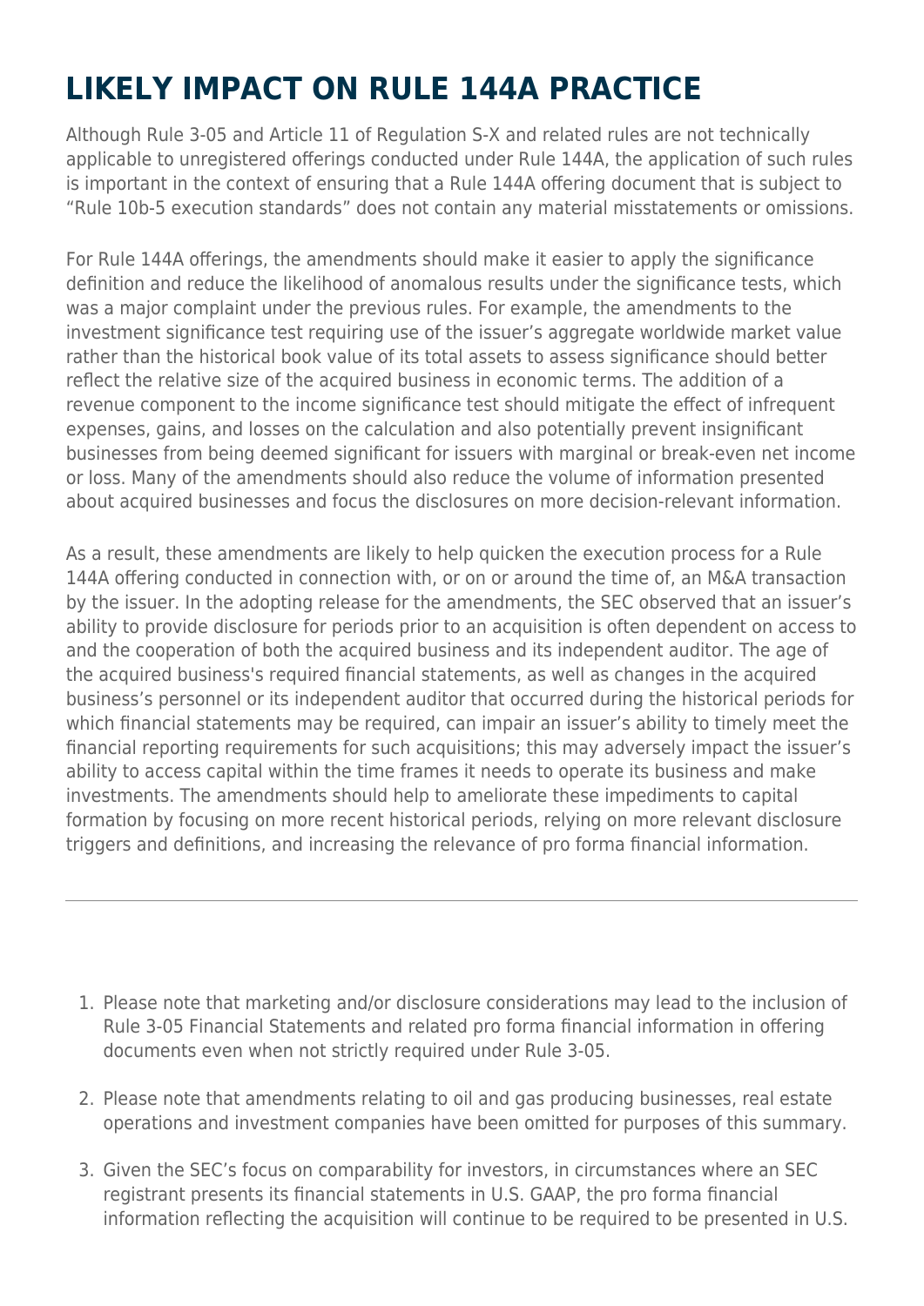# LIKELY IMPACT ON RULE 144A PRACTICE

Although Rule 3-05 and Article 11 of Regulation S-X and related rules are not technically applicable to unregistered offerings conducted under Rule 144A, the application of such rules is important in the context of ensuring that a Rule 144A offering document that is subject to "Rule 10b-5 execution standards" does not contain any material misstatements or omissions.

For Rule 144A offerings, the amendments should make it easier to apply the significance definition and reduce the likelihood of anomalous results under the significance tests, which was a major complaint under the previous rules. For example, the amendments to the investment significance test requiring use of the issuer's aggregate worldwide market value rather than the historical book value of its total assets to assess significance should better reflect the relative size of the acquired business in economic terms. The addition of a revenue component to the income significance test should mitigate the effect of infrequent expenses, gains, and losses on the calculation and also potentially prevent insignificant businesses from being deemed significant for issuers with marginal or break-even net income or loss. Many of the amendments should also reduce the volume of information presented about acquired businesses and focus the disclosures on more decision-relevant information.

As a result, these amendments are likely to help quicken the execution process for a Rule 144A offering conducted in connection with, or on or around the time of, an M&A transaction by the issuer. In the adopting release for the amendments, the SEC observed that an issuer's ability to provide disclosure for periods prior to an acquisition is often dependent on access to and the cooperation of both the acquired business and its independent auditor. The age of the acquired business's required financial statements, as well as changes in the acquired business's personnel or its independent auditor that occurred during the historical periods for which financial statements may be required, can impair an issuer's ability to timely meet the financial reporting requirements for such acquisitions; this may adversely impact the issuer's ability to access capital within the time frames it needs to operate its business and make investments. The amendments should help to ameliorate these impediments to capital formation by focusing on more recent historical periods, relying on more relevant disclosure triggers and definitions, and increasing the relevance of pro forma financial information.

---

1. Please note that marketing and/or disclosure considerations may lead to the inclusion of Rule 3-05 Financial Statements and related pro forma financial information in offering documents even when not strictly required under Rule 3-05.

2. Please note that amendments relating to oil and gas producing businesses, real estate operations and investment companies have been omitted for purposes of this summary.

3. Given the SEC's focus on comparability for investors, in circumstances where an SEC registrant presents its financial statements in U.S. GAAP, the pro forma financial information reflecting the acquisition will continue to be required to be presented in U.S.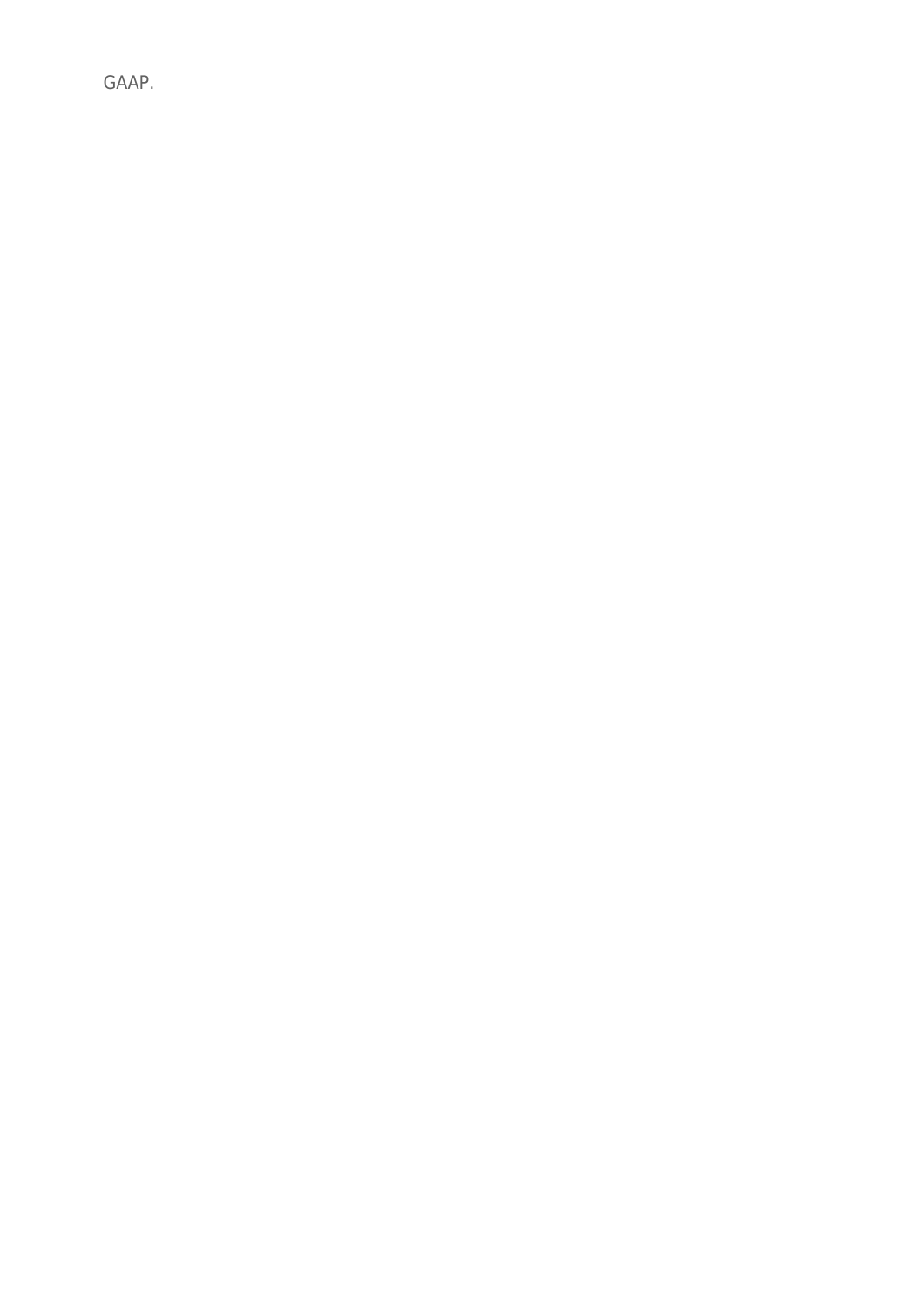GAAP.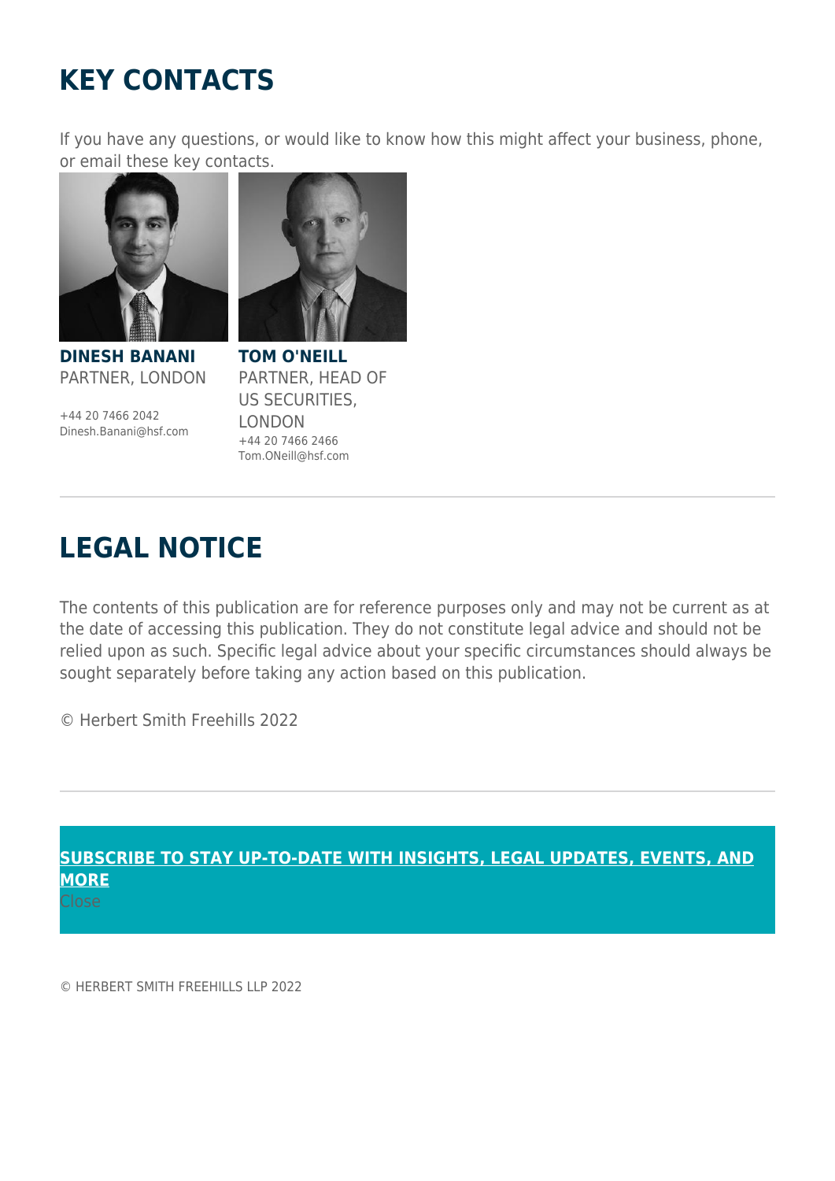## KEY CONTACTS

If you have any questions, or would like to know how this might affect your business, phone, or email these key contacts.

**DINESH BANANI**
PARTNER, LONDON

+44 20 7466 2042
Dinesh.Banani@hsf.com

**TOM O'NEILL**
PARTNER, HEAD OF US SECURITIES, LONDON

+44 20 7466 2466
Tom.ONeill@hsf.com

## LEGAL NOTICE

The contents of this publication are for reference purposes only and may not be current as at the date of accessing this publication. They do not constitute legal advice and should not be relied upon as such. Specific legal advice about your specific circumstances should always be sought separately before taking any action based on this publication.

© Herbert Smith Freehills 2022

**SUBSCRIBE TO STAY UP-TO-DATE WITH INSIGHTS, LEGAL UPDATES, EVENTS, AND MORE**

Close

© HERBERT SMITH FREEHILLS LLP 2022